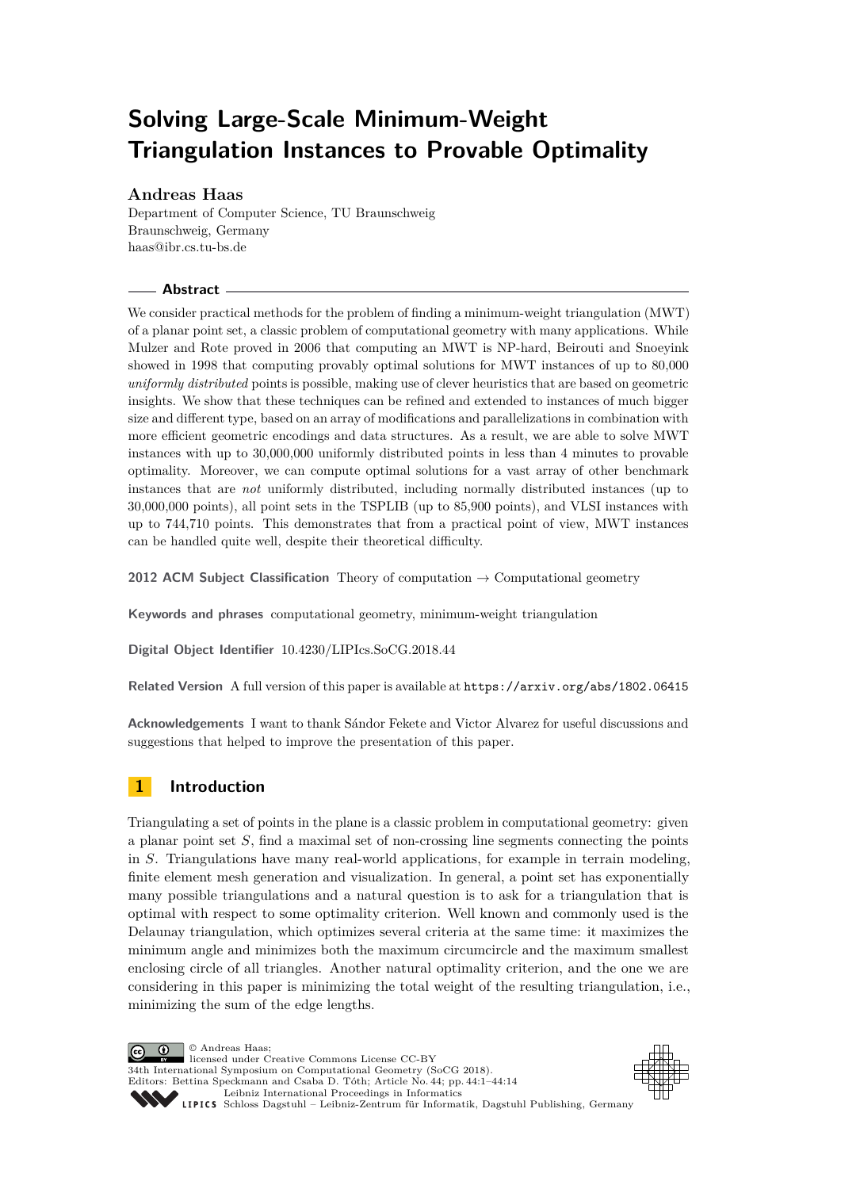# Solving Large-Scale Minimum-Weight Triangulation Instances to Provable Optimality

**Andreas Haas**

Department of Computer Science, TU Braunschweig
Braunschweig, Germany
haas@ibr.cs.tu-bs.de

## Abstract

We consider practical methods for the problem of finding a minimum-weight triangulation (MWT) of a planar point set, a classic problem of computational geometry with many applications. While Mulzer and Rote proved in 2006 that computing an MWT is NP-hard, Beirouti and Snoeyink showed in 1998 that computing provably optimal solutions for MWT instances of up to 80,000 *uniformly distributed* points is possible, making use of clever heuristics that are based on geometric insights. We show that these techniques can be refined and extended to instances of much bigger size and different type, based on an array of modifications and parallelizations in combination with more efficient geometric encodings and data structures. As a result, we are able to solve MWT instances with up to 30,000,000 uniformly distributed points in less than 4 minutes to provable optimality. Moreover, we can compute optimal solutions for a vast array of other benchmark instances that are *not* uniformly distributed, including normally distributed instances (up to 30,000,000 points), all point sets in the TSPLIB (up to 85,900 points), and VLSI instances with up to 744,710 points. This demonstrates that from a practical point of view, MWT instances can be handled quite well, despite their theoretical difficulty.

**2012 ACM Subject Classification** Theory of computation → Computational geometry

**Keywords and phrases** computational geometry, minimum-weight triangulation

**Digital Object Identifier** 10.4230/LIPIcs.SoCG.2018.44

**Related Version** A full version of this paper is available at https://arxiv.org/abs/1802.06415

**Acknowledgements** I want to thank Sándor Fekete and Victor Alvarez for useful discussions and suggestions that helped to improve the presentation of this paper.

## 1 Introduction

Triangulating a set of points in the plane is a classic problem in computational geometry: given a planar point set $S$, find a maximal set of non-crossing line segments connecting the points in $S$. Triangulations have many real-world applications, for example in terrain modeling, finite element mesh generation and visualization. In general, a point set has exponentially many possible triangulations and a natural question is to ask for a triangulation that is optimal with respect to some optimality criterion. Well known and commonly used is the Delaunay triangulation, which optimizes several criteria at the same time: it maximizes the minimum angle and minimizes both the maximum circumcircle and the maximum smallest enclosing circle of all triangles. Another natural optimality criterion, and the one we are considering in this paper is minimizing the total weight of the resulting triangulation, i.e., minimizing the sum of the edge lengths.

© Andreas Haas;
licensed under Creative Commons License CC-BY
34th International Symposium on Computational Geometry (SoCG 2018).
Editors: Bettina Speckmann and Csaba D. Tóth; Article No. 44; pp. 44:1–44:14
Leibniz International Proceedings in Informatics
LIPICS Schloss Dagstuhl – Leibniz-Zentrum für Informatik, Dagstuhl Publishing, Germany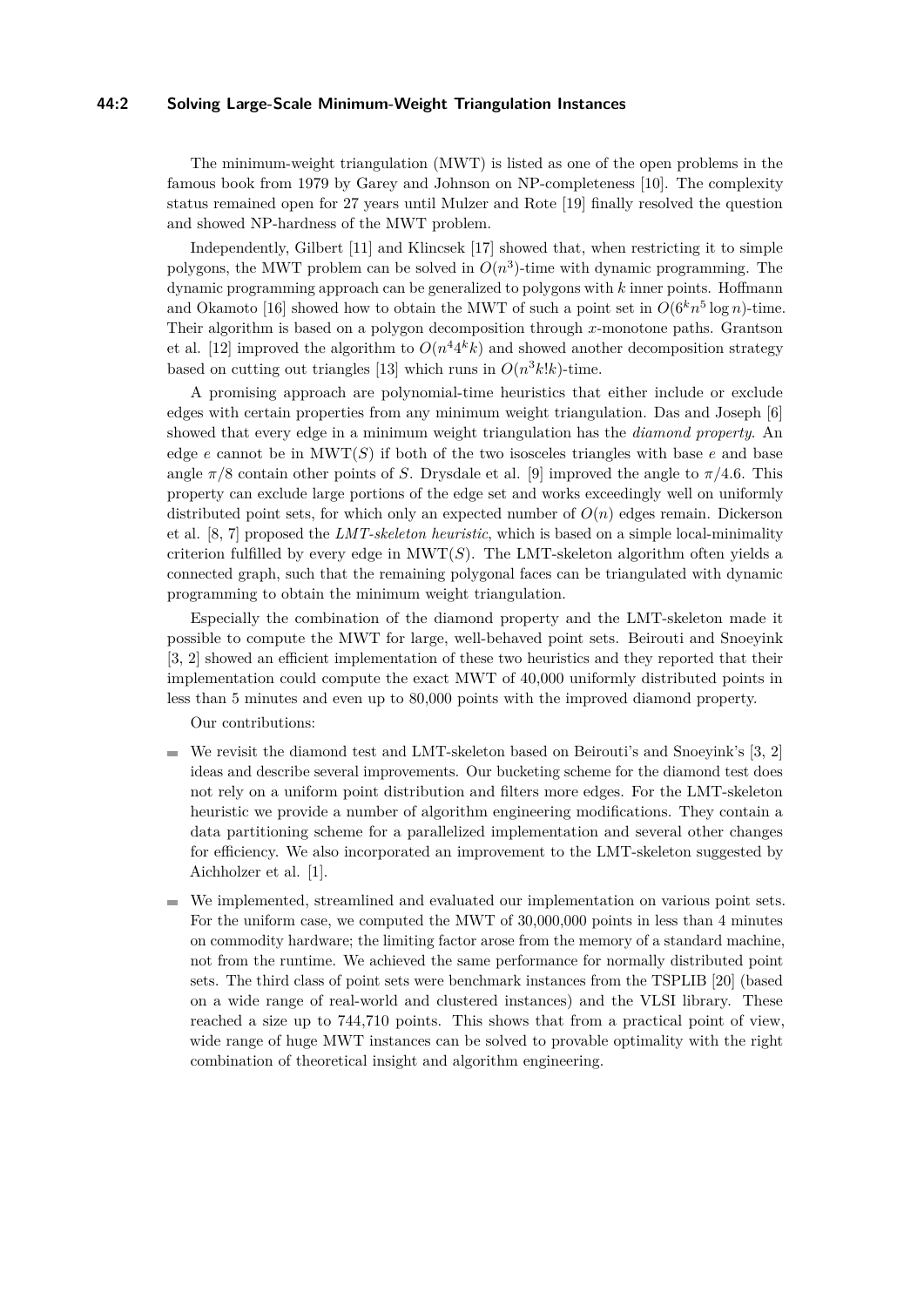The minimum-weight triangulation (MWT) is listed as one of the open problems in the famous book from 1979 by Garey and Johnson on NP-completeness [10]. The complexity status remained open for 27 years until Mulzer and Rote [19] finally resolved the question and showed NP-hardness of the MWT problem.

Independently, Gilbert [11] and Klincsek [17] showed that, when restricting it to simple polygons, the MWT problem can be solved in $O(n^3)$-time with dynamic programming. The dynamic programming approach can be generalized to polygons with $k$ inner points. Hoffmann and Okamoto [16] showed how to obtain the MWT of such a point set in $O(6^k n^5 \log n)$-time. Their algorithm is based on a polygon decomposition through $x$-monotone paths. Grantson et al. [12] improved the algorithm to $O(n^4 4^k k)$ and showed another decomposition strategy based on cutting out triangles [13] which runs in $O(n^3 k! k)$-time.

A promising approach are polynomial-time heuristics that either include or exclude edges with certain properties from any minimum weight triangulation. Das and Joseph [6] showed that every edge in a minimum weight triangulation has the *diamond property*. An edge $e$ cannot be in $\mathrm{MWT}(S)$ if both of the two isosceles triangles with base $e$ and base angle $\pi/8$ contain other points of $S$. Drysdale et al. [9] improved the angle to $\pi/4.6$. This property can exclude large portions of the edge set and works exceedingly well on uniformly distributed point sets, for which only an expected number of $O(n)$ edges remain. Dickerson et al. [8, 7] proposed the *LMT-skeleton heuristic*, which is based on a simple local-minimality criterion fulfilled by every edge in $\mathrm{MWT}(S)$. The LMT-skeleton algorithm often yields a connected graph, such that the remaining polygonal faces can be triangulated with dynamic programming to obtain the minimum weight triangulation.

Especially the combination of the diamond property and the LMT-skeleton made it possible to compute the MWT for large, well-behaved point sets. Beirouti and Snoeyink [3, 2] showed an efficient implementation of these two heuristics and they reported that their implementation could compute the exact MWT of 40,000 uniformly distributed points in less than 5 minutes and even up to 80,000 points with the improved diamond property.

Our contributions:

- We revisit the diamond test and LMT-skeleton based on Beirouti's and Snoeyink's [3, 2] ideas and describe several improvements. Our bucketing scheme for the diamond test does not rely on a uniform point distribution and filters more edges. For the LMT-skeleton heuristic we provide a number of algorithm engineering modifications. They contain a data partitioning scheme for a parallelized implementation and several other changes for efficiency. We also incorporated an improvement to the LMT-skeleton suggested by Aichholzer et al. [1].
- We implemented, streamlined and evaluated our implementation on various point sets. For the uniform case, we computed the MWT of 30,000,000 points in less than 4 minutes on commodity hardware; the limiting factor arose from the memory of a standard machine, not from the runtime. We achieved the same performance for normally distributed point sets. The third class of point sets were benchmark instances from the TSPLIB [20] (based on a wide range of real-world and clustered instances) and the VLSI library. These reached a size up to 744,710 points. This shows that from a practical point of view, wide range of huge MWT instances can be solved to provable optimality with the right combination of theoretical insight and algorithm engineering.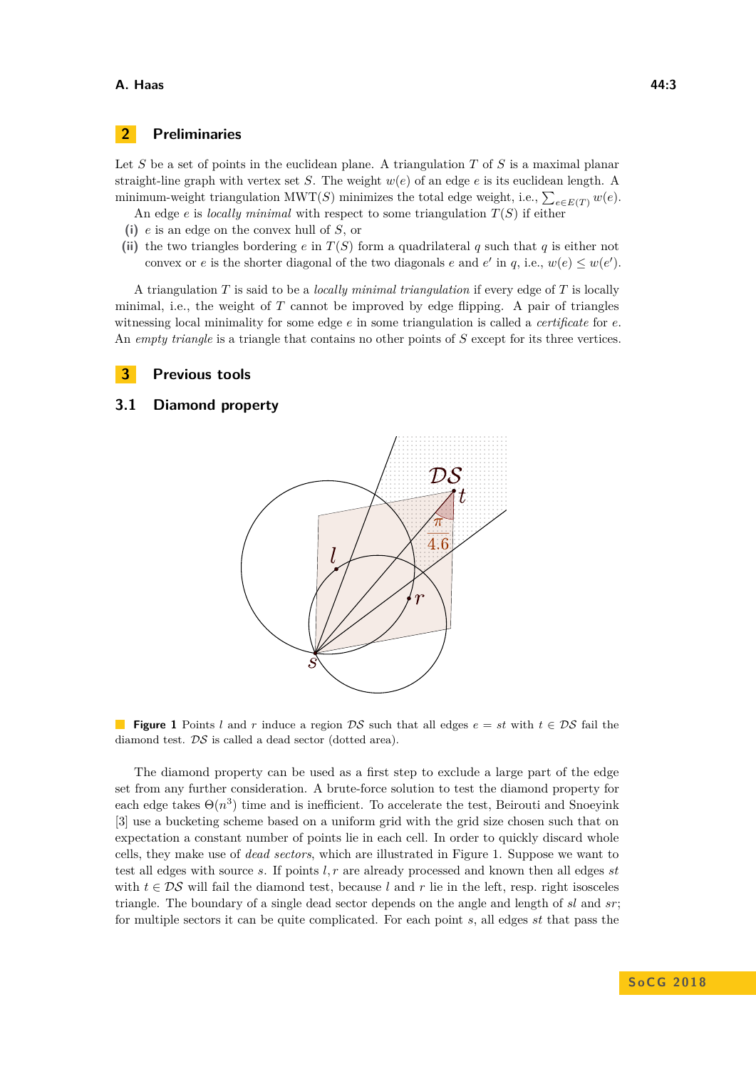## 2 Preliminaries

Let $S$ be a set of points in the euclidean plane. A triangulation $T$ of $S$ is a maximal planar straight-line graph with vertex set $S$. The weight $w(e)$ of an edge $e$ is its euclidean length. A minimum-weight triangulation $\mathrm{MWT}(S)$ minimizes the total edge weight, i.e., $\sum_{e \in E(T)} w(e)$.

An edge $e$ is *locally minimal* with respect to some triangulation $T(S)$ if either

**(i)** $e$ is an edge on the convex hull of $S$, or

**(ii)** the two triangles bordering $e$ in $T(S)$ form a quadrilateral $q$ such that $q$ is either not convex or $e$ is the shorter diagonal of the two diagonals $e$ and $e'$ in $q$, i.e., $w(e) \leq w(e')$.

A triangulation $T$ is said to be a *locally minimal triangulation* if every edge of $T$ is locally minimal, i.e., the weight of $T$ cannot be improved by edge flipping. A pair of triangles witnessing local minimality for some edge $e$ in some triangulation is called a *certificate* for $e$. An *empty triangle* is a triangle that contains no other points of $S$ except for its three vertices.

## 3 Previous tools

### 3.1 Diamond property

**Figure 1** Points $l$ and $r$ induce a region $\mathcal{DS}$ such that all edges $e = st$ with $t \in \mathcal{DS}$ fail the diamond test. $\mathcal{DS}$ is called a dead sector (dotted area).

The diamond property can be used as a first step to exclude a large part of the edge set from any further consideration. A brute-force solution to test the diamond property for each edge takes $\Theta(n^3)$ time and is inefficient. To accelerate the test, Beirouti and Snoeyink [3] use a bucketing scheme based on a uniform grid with the grid size chosen such that on expectation a constant number of points lie in each cell. In order to quickly discard whole cells, they make use of *dead sectors*, which are illustrated in Figure 1. Suppose we want to test all edges with source $s$. If points $l, r$ are already processed and known then all edges $st$ with $t \in \mathcal{DS}$ will fail the diamond test, because $l$ and $r$ lie in the left, resp. right isosceles triangle. The boundary of a single dead sector depends on the angle and length of $sl$ and $sr$; for multiple sectors it can be quite complicated. For each point $s$, all edges $st$ that pass the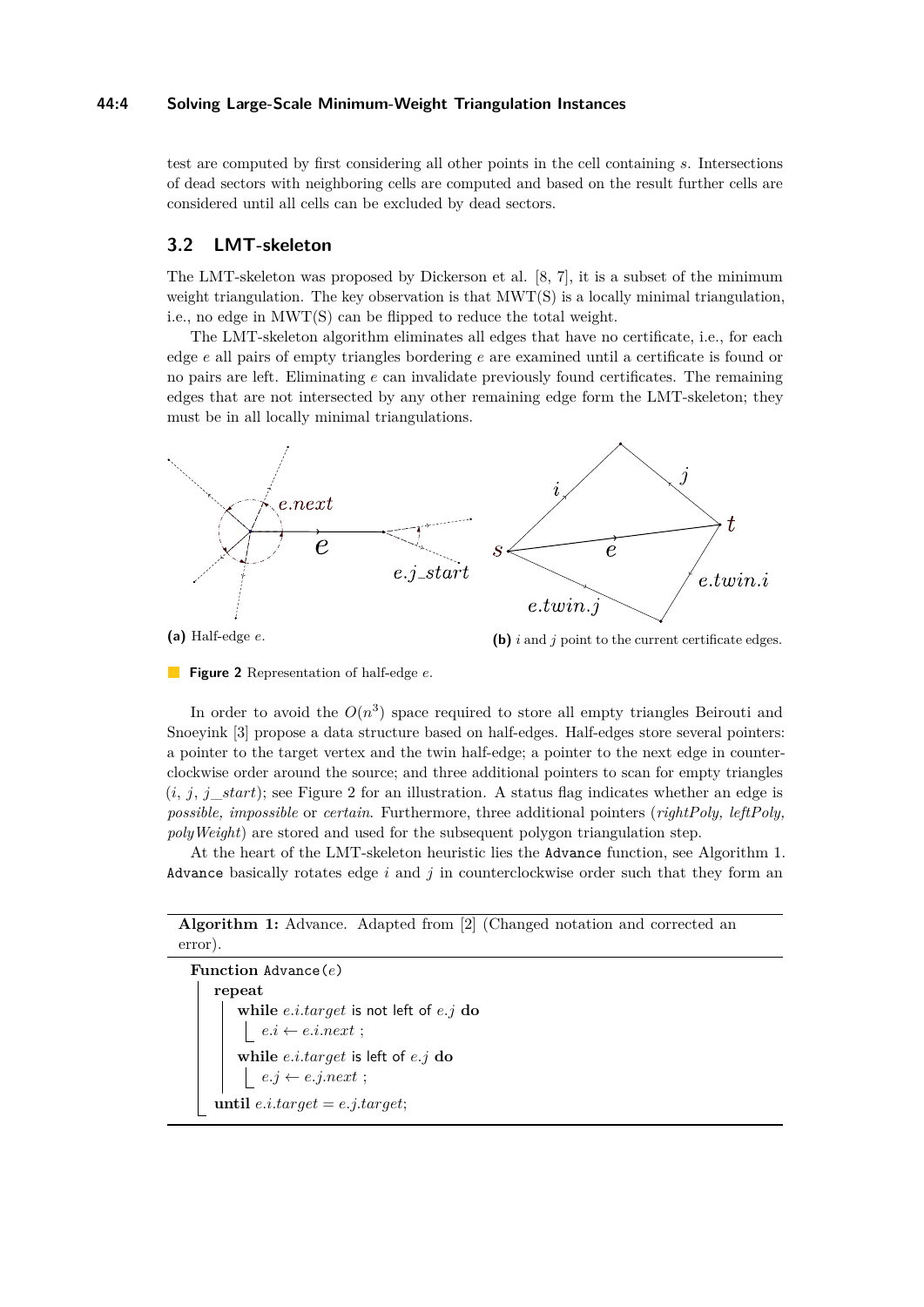test are computed by first considering all other points in the cell containing $s$. Intersections of dead sectors with neighboring cells are computed and based on the result further cells are considered until all cells can be excluded by dead sectors.

## 3.2 LMT-skeleton

The LMT-skeleton was proposed by Dickerson et al. [8, 7], it is a subset of the minimum weight triangulation. The key observation is that MWT(S) is a locally minimal triangulation, i.e., no edge in MWT(S) can be flipped to reduce the total weight.

The LMT-skeleton algorithm eliminates all edges that have no certificate, i.e., for each edge $e$ all pairs of empty triangles bordering $e$ are examined until a certificate is found or no pairs are left. Eliminating $e$ can invalidate previously found certificates. The remaining edges that are not intersected by any other remaining edge form the LMT-skeleton; they must be in all locally minimal triangulations.

**(a)** Half-edge $e$.

**(b)** $i$ and $j$ point to the current certificate edges.

**Figure 2** Representation of half-edge $e$.

In order to avoid the $O(n^3)$ space required to store all empty triangles Beirouti and Snoeyink [3] propose a data structure based on half-edges. Half-edges store several pointers: a pointer to the target vertex and the twin half-edge; a pointer to the next edge in counter-clockwise order around the source; and three additional pointers to scan for empty triangles ($i$, $j$, $j\_start$); see Figure 2 for an illustration. A status flag indicates whether an edge is *possible*, *impossible* or *certain*. Furthermore, three additional pointers (*rightPoly, leftPoly, polyWeight*) are stored and used for the subsequent polygon triangulation step.

At the heart of the LMT-skeleton heuristic lies the `Advance` function, see Algorithm 1. `Advance` basically rotates edge $i$ and $j$ in counterclockwise order such that they form an

**Algorithm 1:** Advance. Adapted from [2] (Changed notation and corrected an error).

```
Function Advance(e)
  repeat
    while e.i.target is not left of e.j do
      e.i ← e.i.next ;
    while e.i.target is left of e.j do
      e.j ← e.j.next ;
  until e.i.target = e.j.target;
```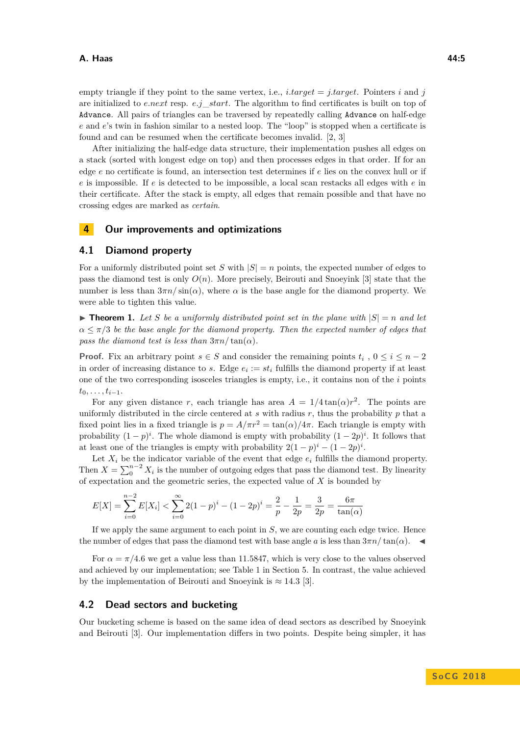empty triangle if they point to the same vertex, i.e., *i.target* = *j.target*. Pointers $i$ and $j$ are initialized to *e.next* resp. *e.j_start*. The algorithm to find certificates is built on top of `Advance`. All pairs of triangles can be traversed by repeatedly calling `Advance` on half-edge $e$ and $e$'s twin in fashion similar to a nested loop. The "loop" is stopped when a certificate is found and can be resumed when the certificate becomes invalid. [2, 3]

After initializing the half-edge data structure, their implementation pushes all edges on a stack (sorted with longest edge on top) and then processes edges in that order. If for an edge $e$ no certificate is found, an intersection test determines if $e$ lies on the convex hull or if $e$ is impossible. If $e$ is detected to be impossible, a local scan restacks all edges with $e$ in their certificate. After the stack is empty, all edges that remain possible and that have no crossing edges are marked as *certain*.

## 4 Our improvements and optimizations

### 4.1 Diamond property

For a uniformly distributed point set $S$ with $|S| = n$ points, the expected number of edges to pass the diamond test is only $O(n)$. More precisely, Beirouti and Snoeyink [3] state that the number is less than $3\pi n/\sin(\alpha)$, where $\alpha$ is the base angle for the diamond property. We were able to tighten this value.

▶ **Theorem 1.** *Let $S$ be a uniformly distributed point set in the plane with $|S| = n$ and let $\alpha \leq \pi/3$ be the base angle for the diamond property. Then the expected number of edges that pass the diamond test is less than $3\pi n/\tan(\alpha)$.*

**Proof.** Fix an arbitrary point $s \in S$ and consider the remaining points $t_i$ , $0 \leq i \leq n-2$ in order of increasing distance to $s$. Edge $e_i := st_i$ fulfills the diamond property if at least one of the two corresponding isosceles triangles is empty, i.e., it contains non of the $i$ points $t_0, \ldots, t_{i-1}$.

For any given distance $r$, each triangle has area $A = 1/4\tan(\alpha)r^2$. The points are uniformly distributed in the circle centered at $s$ with radius $r$, thus the probability $p$ that a fixed point lies in a fixed triangle is $p = A/\pi r^2 = \tan(\alpha)/4\pi$. Each triangle is empty with probability $(1-p)^i$. The whole diamond is empty with probability $(1-2p)^i$. It follows that at least one of the triangles is empty with probability $2(1-p)^i - (1-2p)^i$.

Let $X_i$ be the indicator variable of the event that edge $e_i$ fulfills the diamond property. Then $X = \sum_0^{n-2} X_i$ is the number of outgoing edges that pass the diamond test. By linearity of expectation and the geometric series, the expected value of $X$ is bounded by

$$E[X] = \sum_{i=0}^{n-2} E[X_i] < \sum_{i=0}^{\infty} 2(1-p)^i - (1-2p)^i = \frac{2}{p} - \frac{1}{2p} = \frac{3}{2p} = \frac{6\pi}{\tan(\alpha)}$$

If we apply the same argument to each point in $S$, we are counting each edge twice. Hence the number of edges that pass the diamond test with base angle $a$ is less than $3\pi n/\tan(\alpha)$. ◀

For $\alpha = \pi/4.6$ we get a value less than 11.5847, which is very close to the values observed and achieved by our implementation; see Table 1 in Section 5. In contrast, the value achieved by the implementation of Beirouti and Snoeyink is $\approx 14.3$ [3].

### 4.2 Dead sectors and bucketing

Our bucketing scheme is based on the same idea of dead sectors as described by Snoeyink and Beirouti [3]. Our implementation differs in two points. Despite being simpler, it has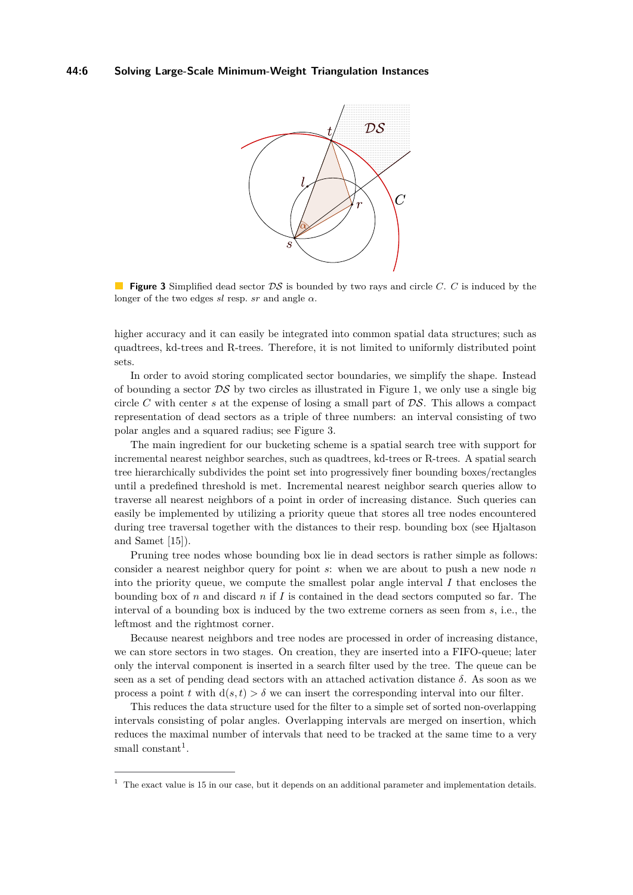**Figure 3** Simplified dead sector $\mathcal{DS}$ is bounded by two rays and circle $C$. $C$ is induced by the longer of the two edges $sl$ resp. $sr$ and angle $\alpha$.

higher accuracy and it can easily be integrated into common spatial data structures; such as quadtrees, kd-trees and R-trees. Therefore, it is not limited to uniformly distributed point sets.

In order to avoid storing complicated sector boundaries, we simplify the shape. Instead of bounding a sector $\mathcal{DS}$ by two circles as illustrated in Figure 1, we only use a single big circle $C$ with center $s$ at the expense of losing a small part of $\mathcal{DS}$. This allows a compact representation of dead sectors as a triple of three numbers: an interval consisting of two polar angles and a squared radius; see Figure 3.

The main ingredient for our bucketing scheme is a spatial search tree with support for incremental nearest neighbor searches, such as quadtrees, kd-trees or R-trees. A spatial search tree hierarchically subdivides the point set into progressively finer bounding boxes/rectangles until a predefined threshold is met. Incremental nearest neighbor search queries allow to traverse all nearest neighbors of a point in order of increasing distance. Such queries can easily be implemented by utilizing a priority queue that stores all tree nodes encountered during tree traversal together with the distances to their resp. bounding box (see Hjaltason and Samet [15]).

Pruning tree nodes whose bounding box lie in dead sectors is rather simple as follows: consider a nearest neighbor query for point $s$: when we are about to push a new node $n$ into the priority queue, we compute the smallest polar angle interval $I$ that encloses the bounding box of $n$ and discard $n$ if $I$ is contained in the dead sectors computed so far. The interval of a bounding box is induced by the two extreme corners as seen from $s$, i.e., the leftmost and the rightmost corner.

Because nearest neighbors and tree nodes are processed in order of increasing distance, we can store sectors in two stages. On creation, they are inserted into a FIFO-queue; later only the interval component is inserted in a search filter used by the tree. The queue can be seen as a set of pending dead sectors with an attached activation distance $\delta$. As soon as we process a point $t$ with $\mathrm{d}(s,t) > \delta$ we can insert the corresponding interval into our filter.

This reduces the data structure used for the filter to a simple set of sorted non-overlapping intervals consisting of polar angles. Overlapping intervals are merged on insertion, which reduces the maximal number of intervals that need to be tracked at the same time to a very small constant[1].

[1] The exact value is 15 in our case, but it depends on an additional parameter and implementation details.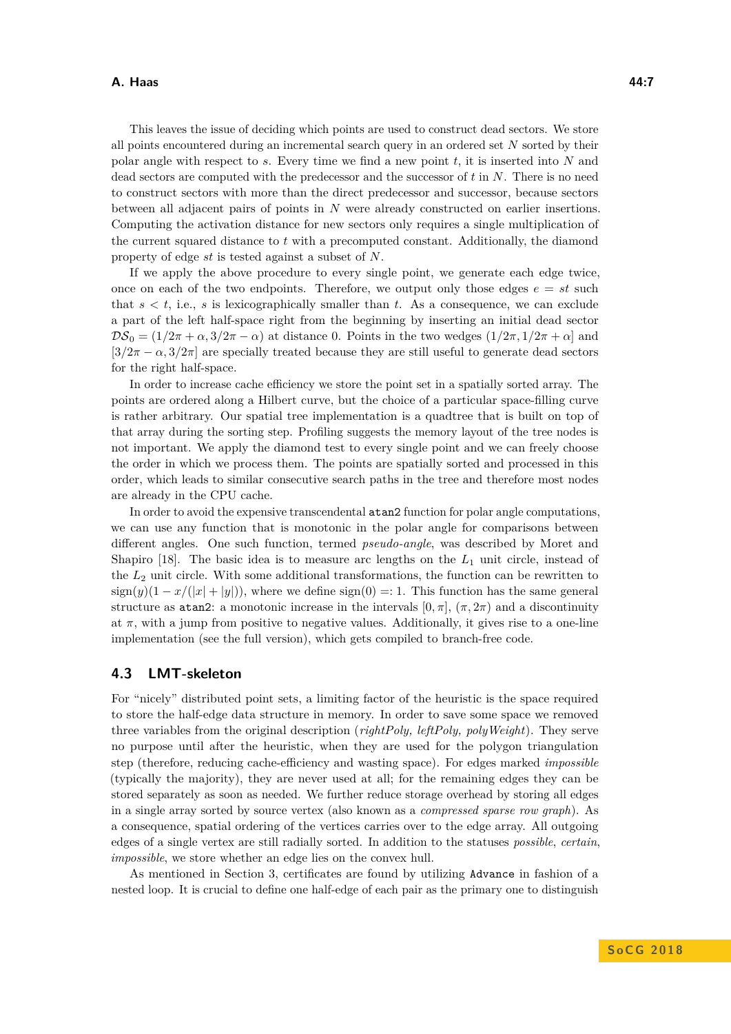This leaves the issue of deciding which points are used to construct dead sectors. We store all points encountered during an incremental search query in an ordered set $N$ sorted by their polar angle with respect to $s$. Every time we find a new point $t$, it is inserted into $N$ and dead sectors are computed with the predecessor and the successor of $t$ in $N$. There is no need to construct sectors with more than the direct predecessor and successor, because sectors between all adjacent pairs of points in $N$ were already constructed on earlier insertions. Computing the activation distance for new sectors only requires a single multiplication of the current squared distance to $t$ with a precomputed constant. Additionally, the diamond property of edge $st$ is tested against a subset of $N$.

If we apply the above procedure to every single point, we generate each edge twice, once on each of the two endpoints. Therefore, we output only those edges $e = st$ such that $s < t$, i.e., $s$ is lexicographically smaller than $t$. As a consequence, we can exclude a part of the left half-space right from the beginning by inserting an initial dead sector $\mathcal{DS}_0 = (1/2\pi + \alpha, 3/2\pi - \alpha)$ at distance 0. Points in the two wedges $(1/2\pi, 1/2\pi + \alpha]$ and $[3/2\pi - \alpha, 3/2\pi]$ are specially treated because they are still useful to generate dead sectors for the right half-space.

In order to increase cache efficiency we store the point set in a spatially sorted array. The points are ordered along a Hilbert curve, but the choice of a particular space-filling curve is rather arbitrary. Our spatial tree implementation is a quadtree that is built on top of that array during the sorting step. Profiling suggests the memory layout of the tree nodes is not important. We apply the diamond test to every single point and we can freely choose the order in which we process them. The points are spatially sorted and processed in this order, which leads to similar consecutive search paths in the tree and therefore most nodes are already in the CPU cache.

In order to avoid the expensive transcendental `atan2` function for polar angle computations, we can use any function that is monotonic in the polar angle for comparisons between different angles. One such function, termed *pseudo-angle*, was described by Moret and Shapiro [18]. The basic idea is to measure arc lengths on the $L_1$ unit circle, instead of the $L_2$ unit circle. With some additional transformations, the function can be rewritten to $\text{sign}(y)(1 - x/(|x| + |y|))$, where we define $\text{sign}(0) =: 1$. This function has the same general structure as `atan2`: a monotonic increase in the intervals $[0, \pi]$, $(\pi, 2\pi)$ and a discontinuity at $\pi$, with a jump from positive to negative values. Additionally, it gives rise to a one-line implementation (see the full version), which gets compiled to branch-free code.

## 4.3 LMT-skeleton

For "nicely" distributed point sets, a limiting factor of the heuristic is the space required to store the half-edge data structure in memory. In order to save some space we removed three variables from the original description (*rightPoly, leftPoly, polyWeight*). They serve no purpose until after the heuristic, when they are used for the polygon triangulation step (therefore, reducing cache-efficiency and wasting space). For edges marked *impossible* (typically the majority), they are never used at all; for the remaining edges they can be stored separately as soon as needed. We further reduce storage overhead by storing all edges in a single array sorted by source vertex (also known as a *compressed sparse row graph*). As a consequence, spatial ordering of the vertices carries over to the edge array. All outgoing edges of a single vertex are still radially sorted. In addition to the statuses *possible*, *certain*, *impossible*, we store whether an edge lies on the convex hull.

As mentioned in Section 3, certificates are found by utilizing `Advance` in fashion of a nested loop. It is crucial to define one half-edge of each pair as the primary one to distinguish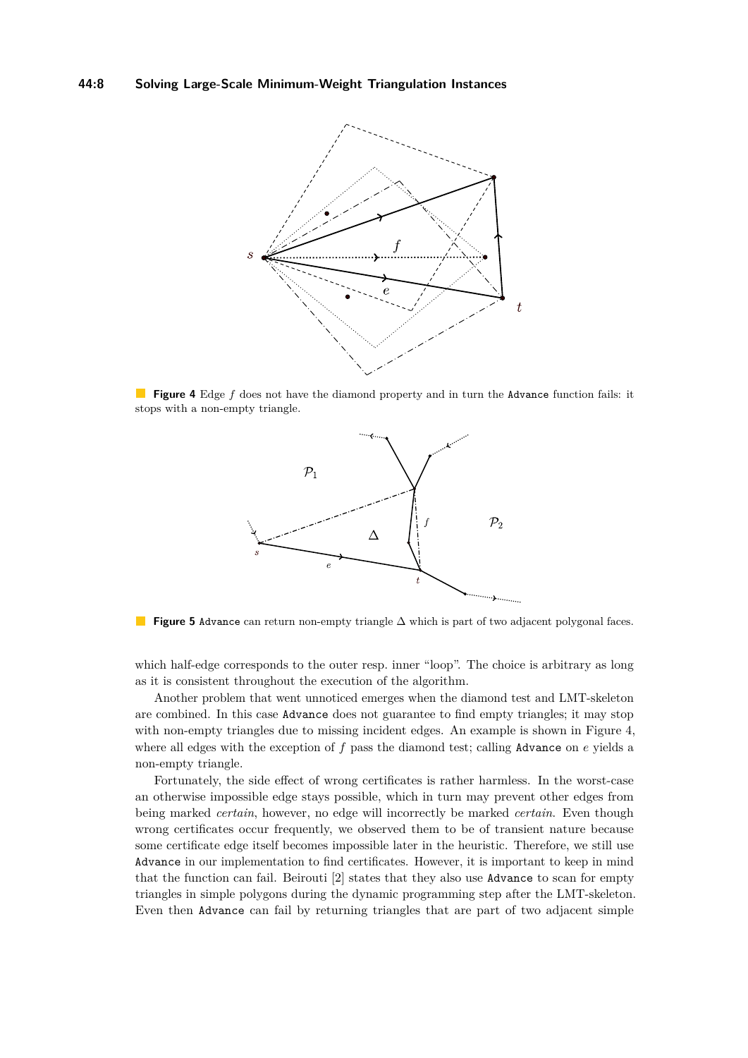**Figure 4** Edge $f$ does not have the diamond property and in turn the `Advance` function fails: it stops with a non-empty triangle.

**Figure 5** `Advance` can return non-empty triangle $\Delta$ which is part of two adjacent polygonal faces.

which half-edge corresponds to the outer resp. inner "loop". The choice is arbitrary as long as it is consistent throughout the execution of the algorithm.

Another problem that went unnoticed emerges when the diamond test and LMT-skeleton are combined. In this case `Advance` does not guarantee to find empty triangles; it may stop with non-empty triangles due to missing incident edges. An example is shown in Figure 4, where all edges with the exception of $f$ pass the diamond test; calling `Advance` on $e$ yields a non-empty triangle.

Fortunately, the side effect of wrong certificates is rather harmless. In the worst-case an otherwise impossible edge stays possible, which in turn may prevent other edges from being marked *certain*, however, no edge will incorrectly be marked *certain*. Even though wrong certificates occur frequently, we observed them to be of transient nature because some certificate edge itself becomes impossible later in the heuristic. Therefore, we still use `Advance` in our implementation to find certificates. However, it is important to keep in mind that the function can fail. Beirouti [2] states that they also use `Advance` to scan for empty triangles in simple polygons during the dynamic programming step after the LMT-skeleton. Even then `Advance` can fail by returning triangles that are part of two adjacent simple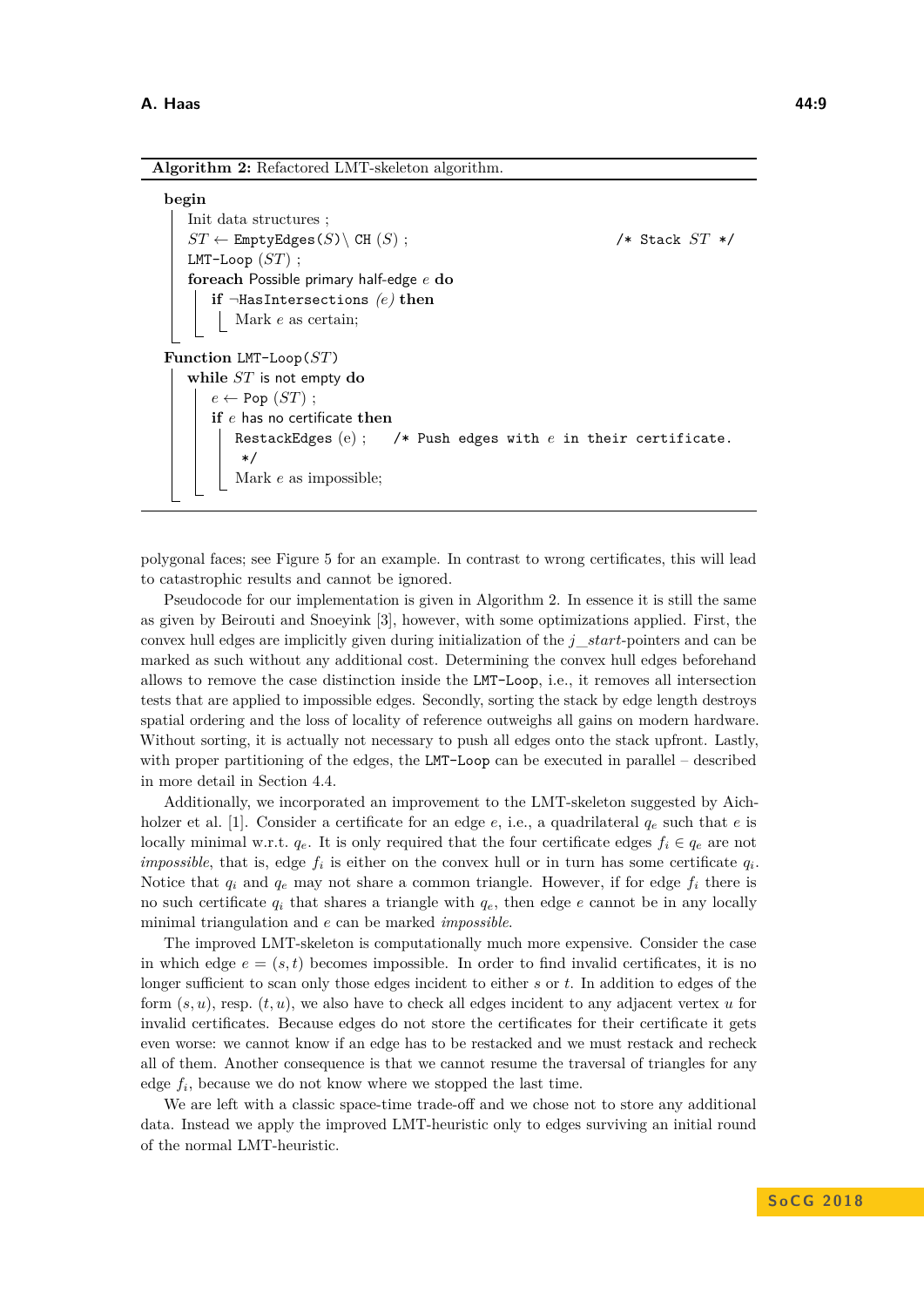**Algorithm 2:** Refactored LMT-skeleton algorithm.

```
begin
    Init data structures ;
    ST ← EmptyEdges(S) \ CH (S) ;                          /* Stack ST */
    LMT-Loop (ST) ;
    foreach Possible primary half-edge e do
        if ¬HasIntersections (e) then
            Mark e as certain;

Function LMT-Loop(ST)
    while ST is not empty do
        e ← Pop (ST) ;
        if e has no certificate then
            RestackEdges (e) ;    /* Push edges with e in their certificate.
             */
            Mark e as impossible;
```

polygonal faces; see Figure 5 for an example. In contrast to wrong certificates, this will lead to catastrophic results and cannot be ignored.

Pseudocode for our implementation is given in Algorithm 2. In essence it is still the same as given by Beirouti and Snoeyink [3], however, with some optimizations applied. First, the convex hull edges are implicitly given during initialization of the *j_start*-pointers and can be marked as such without any additional cost. Determining the convex hull edges beforehand allows to remove the case distinction inside the LMT-Loop, i.e., it removes all intersection tests that are applied to impossible edges. Secondly, sorting the stack by edge length destroys spatial ordering and the loss of locality of reference outweighs all gains on modern hardware. Without sorting, it is actually not necessary to push all edges onto the stack upfront. Lastly, with proper partitioning of the edges, the LMT-Loop can be executed in parallel – described in more detail in Section 4.4.

Additionally, we incorporated an improvement to the LMT-skeleton suggested by Aichholzer et al. [1]. Consider a certificate for an edge $e$, i.e., a quadrilateral $q_e$ such that $e$ is locally minimal w.r.t. $q_e$. It is only required that the four certificate edges $f_i \in q_e$ are not *impossible*, that is, edge $f_i$ is either on the convex hull or in turn has some certificate $q_i$. Notice that $q_i$ and $q_e$ may not share a common triangle. However, if for edge $f_i$ there is no such certificate $q_i$ that shares a triangle with $q_e$, then edge $e$ cannot be in any locally minimal triangulation and $e$ can be marked *impossible*.

The improved LMT-skeleton is computationally much more expensive. Consider the case in which edge $e = (s, t)$ becomes impossible. In order to find invalid certificates, it is no longer sufficient to scan only those edges incident to either $s$ or $t$. In addition to edges of the form $(s, u)$, resp. $(t, u)$, we also have to check all edges incident to any adjacent vertex $u$ for invalid certificates. Because edges do not store the certificates for their certificate it gets even worse: we cannot know if an edge has to be restacked and we must restack and recheck all of them. Another consequence is that we cannot resume the traversal of triangles for any edge $f_i$, because we do not know where we stopped the last time.

We are left with a classic space-time trade-off and we chose not to store any additional data. Instead we apply the improved LMT-heuristic only to edges surviving an initial round of the normal LMT-heuristic.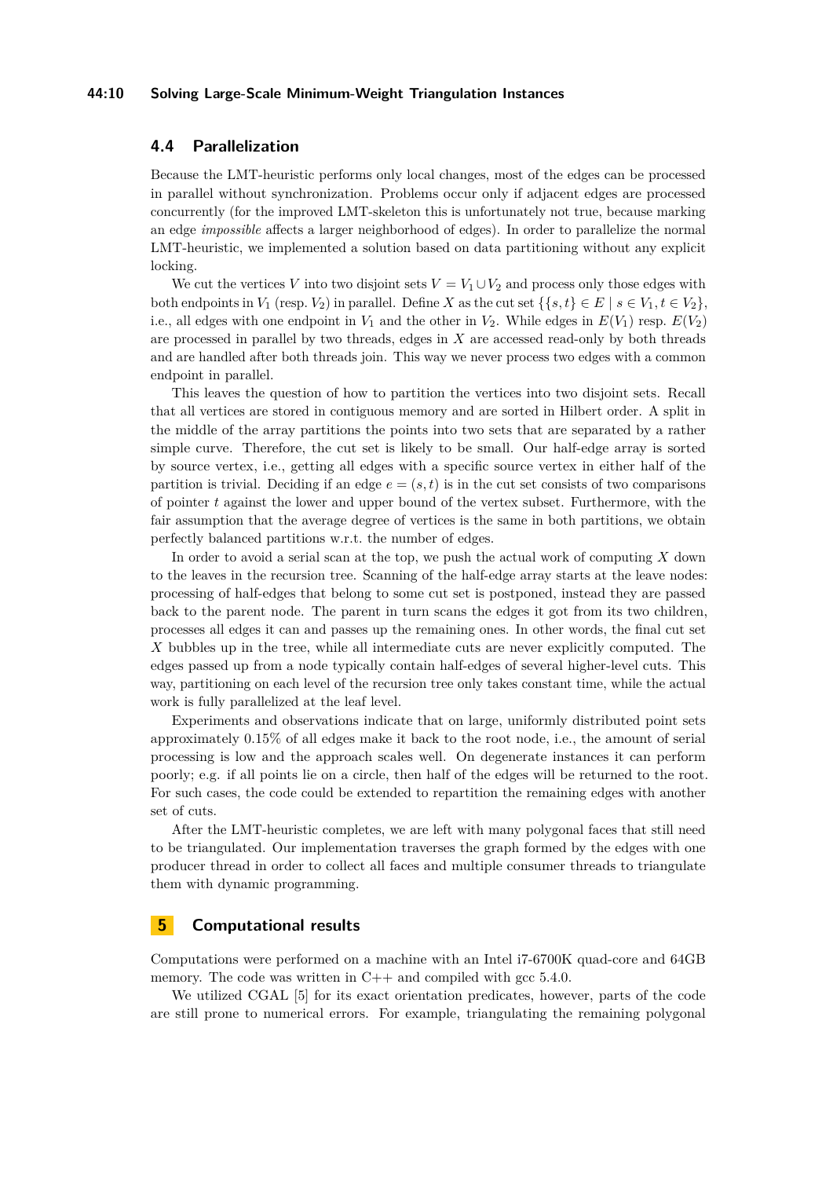### 4.4 Parallelization

Because the LMT-heuristic performs only local changes, most of the edges can be processed in parallel without synchronization. Problems occur only if adjacent edges are processed concurrently (for the improved LMT-skeleton this is unfortunately not true, because marking an edge *impossible* affects a larger neighborhood of edges). In order to parallelize the normal LMT-heuristic, we implemented a solution based on data partitioning without any explicit locking.

We cut the vertices $V$ into two disjoint sets $V = V_1 \cup V_2$ and process only those edges with both endpoints in $V_1$ (resp. $V_2$) in parallel. Define $X$ as the cut set $\{\{s,t\} \in E \mid s \in V_1, t \in V_2\}$, i.e., all edges with one endpoint in $V_1$ and the other in $V_2$. While edges in $E(V_1)$ resp. $E(V_2)$ are processed in parallel by two threads, edges in $X$ are accessed read-only by both threads and are handled after both threads join. This way we never process two edges with a common endpoint in parallel.

This leaves the question of how to partition the vertices into two disjoint sets. Recall that all vertices are stored in contiguous memory and are sorted in Hilbert order. A split in the middle of the array partitions the points into two sets that are separated by a rather simple curve. Therefore, the cut set is likely to be small. Our half-edge array is sorted by source vertex, i.e., getting all edges with a specific source vertex in either half of the partition is trivial. Deciding if an edge $e = (s,t)$ is in the cut set consists of two comparisons of pointer $t$ against the lower and upper bound of the vertex subset. Furthermore, with the fair assumption that the average degree of vertices is the same in both partitions, we obtain perfectly balanced partitions w.r.t. the number of edges.

In order to avoid a serial scan at the top, we push the actual work of computing $X$ down to the leaves in the recursion tree. Scanning of the half-edge array starts at the leave nodes: processing of half-edges that belong to some cut set is postponed, instead they are passed back to the parent node. The parent in turn scans the edges it got from its two children, processes all edges it can and passes up the remaining ones. In other words, the final cut set $X$ bubbles up in the tree, while all intermediate cuts are never explicitly computed. The edges passed up from a node typically contain half-edges of several higher-level cuts. This way, partitioning on each level of the recursion tree only takes constant time, while the actual work is fully parallelized at the leaf level.

Experiments and observations indicate that on large, uniformly distributed point sets approximately 0.15% of all edges make it back to the root node, i.e., the amount of serial processing is low and the approach scales well. On degenerate instances it can perform poorly; e.g. if all points lie on a circle, then half of the edges will be returned to the root. For such cases, the code could be extended to repartition the remaining edges with another set of cuts.

After the LMT-heuristic completes, we are left with many polygonal faces that still need to be triangulated. Our implementation traverses the graph formed by the edges with one producer thread in order to collect all faces and multiple consumer threads to triangulate them with dynamic programming.

## 5 Computational results

Computations were performed on a machine with an Intel i7-6700K quad-core and 64GB memory. The code was written in C++ and compiled with gcc 5.4.0.

We utilized CGAL [5] for its exact orientation predicates, however, parts of the code are still prone to numerical errors. For example, triangulating the remaining polygonal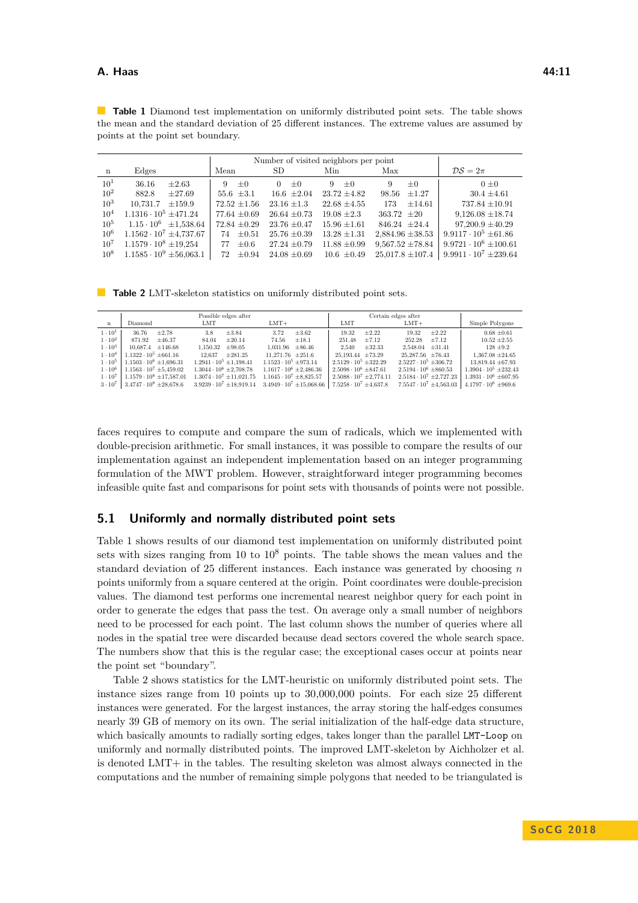**Table 1** Diamond test implementation on uniformly distributed point sets. The table shows the mean and the standard deviation of 25 different instances. The extreme values are assumed by points at the point set boundary.

| n | Edges | Number of visited neighbors per point: Mean | SD | Min | Max | $\mathcal{DS} = 2\pi$ |
|---|---|---|---|---|---|---|
| $10^1$ | 36.16 ±2.63 | 9 ±0 | 0 ±0 | 9 ±0 | 9 ±0 | 0 ±0 |
| $10^2$ | 882.8 ±27.69 | 55.6 ±3.1 | 16.6 ±2.04 | 23.72 ±4.82 | 98.56 ±1.27 | 30.4 ±4.61 |
| $10^3$ | 10,731.7 ±159.9 | 72.52 ±1.56 | 23.16 ±1.3 | 22.68 ±4.55 | 173 ±14.61 | 737.84 ±10.91 |
| $10^4$ | $1.1316 \cdot 10^5$ ±471.24 | 77.64 ±0.69 | 26.64 ±0.73 | 19.08 ±2.3 | 363.72 ±20 | 9,126.08 ±18.74 |
| $10^5$ | $1.15 \cdot 10^6$ ±1,538.64 | 72.84 ±0.29 | 23.76 ±0.47 | 15.96 ±1.61 | 846.24 ±24.4 | 97,200.9 ±40.29 |
| $10^6$ | $1.1562 \cdot 10^7$ ±4,737.67 | 74 ±0.51 | 25.76 ±0.39 | 13.28 ±1.31 | 2,884.96 ±38.53 | $9.9117 \cdot 10^5$ ±61.86 |
| $10^7$ | $1.1579 \cdot 10^8$ ±19,254 | 77 ±0.6 | 27.24 ±0.79 | 11.88 ±0.99 | 9,567.52 ±78.84 | $9.9721 \cdot 10^6$ ±100.61 |
| $10^8$ | $1.1585 \cdot 10^9$ ±56,063.1 | 72 ±0.94 | 24.08 ±0.69 | 10.6 ±0.49 | 25,017.8 ±107.4 | $9.9911 \cdot 10^7$ ±239.64 |

**Table 2** LMT-skeleton statistics on uniformly distributed point sets.

| n | Diamond | Possible edges after LMT | Possible edges after LMT+ | Certain edges after LMT | Certain edges after LMT+ | Simple Polygons |
|---|---|---|---|---|---|---|
| $1 \cdot 10^1$ | 36.76 ±2.78 | 3.8 ±3.84 | 3.72 ±3.62 | 19.32 ±2.22 | 19.32 ±2.22 | 0.68 ±0.61 |
| $1 \cdot 10^2$ | 871.92 ±46.37 | 84.04 ±20.14 | 74.56 ±18.1 | 251.48 ±7.12 | 252.28 ±7.12 | 10.52 ±2.55 |
| $1 \cdot 10^3$ | 10,687.4 ±146.68 | 1,150.32 ±98.05 | 1,031.96 ±86.46 | 2,540 ±32.33 | 2,548.04 ±31.41 | 128 ±9.2 |
| $1 \cdot 10^4$ | $1.1322 \cdot 10^5$ ±661.16 | 12,637 ±281.25 | 11,271.76 ±251.6 | 25,193.44 ±73.29 | 25,287.56 ±76.43 | 1,367.08 ±24.65 |
| $1 \cdot 10^5$ | $1.1503 \cdot 10^6$ ±1,696.31 | $1.2941 \cdot 10^5$ ±1,198.41 | $1.1523 \cdot 10^5$ ±973.14 | $2.5129 \cdot 10^5$ ±322.29 | $2.5227 \cdot 10^5$ ±306.72 | 13,819.44 ±67.93 |
| $1 \cdot 10^6$ | $1.1563 \cdot 10^7$ ±5,459.02 | $1.3044 \cdot 10^6$ ±2,708.78 | $1.1617 \cdot 10^6$ ±2,486.36 | $2.5098 \cdot 10^6$ ±847.61 | $2.5194 \cdot 10^6$ ±860.53 | $1.3904 \cdot 10^5$ ±232.43 |
| $1 \cdot 10^7$ | $1.1579 \cdot 10^8$ ±17,587.01 | $1.3074 \cdot 10^7$ ±11,021.75 | $1.1645 \cdot 10^7$ ±8,825.57 | $2.5088 \cdot 10^7$ ±2,774.11 | $2.5184 \cdot 10^7$ ±2,727.23 | $1.3931 \cdot 10^6$ ±607.95 |
| $3 \cdot 10^7$ | $3.4747 \cdot 10^8$ ±28,678.6 | $3.9239 \cdot 10^7$ ±18,919.14 | $3.4949 \cdot 10^7$ ±15,068.66 | $7.5258 \cdot 10^7$ ±4,637.8 | $7.5547 \cdot 10^7$ ±4,563.03 | $4.1797 \cdot 10^6$ ±969.6 |

faces requires to compute and compare the sum of radicals, which we implemented with double-precision arithmetic. For small instances, it was possible to compare the results of our implementation against an independent implementation based on an integer programming formulation of the MWT problem. However, straightforward integer programming becomes infeasible quite fast and comparisons for point sets with thousands of points were not possible.

## 5.1 Uniformly and normally distributed point sets

Table 1 shows results of our diamond test implementation on uniformly distributed point sets with sizes ranging from 10 to $10^8$ points. The table shows the mean values and the standard deviation of 25 different instances. Each instance was generated by choosing $n$ points uniformly from a square centered at the origin. Point coordinates were double-precision values. The diamond test performs one incremental nearest neighbor query for each point in order to generate the edges that pass the test. On average only a small number of neighbors need to be processed for each point. The last column shows the number of queries where all nodes in the spatial tree were discarded because dead sectors covered the whole search space. The numbers show that this is the regular case; the exceptional cases occur at points near the point set "boundary".

Table 2 shows statistics for the LMT-heuristic on uniformly distributed point sets. The instance sizes range from 10 points up to 30,000,000 points. For each size 25 different instances were generated. For the largest instances, the array storing the half-edges consumes nearly 39 GB of memory on its own. The serial initialization of the half-edge data structure, which basically amounts to radially sorting edges, takes longer than the parallel `LMT-Loop` on uniformly and normally distributed points. The improved LMT-skeleton by Aichholzer et al. is denoted LMT+ in the tables. The resulting skeleton was almost always connected in the computations and the number of remaining simple polygons that needed to be triangulated is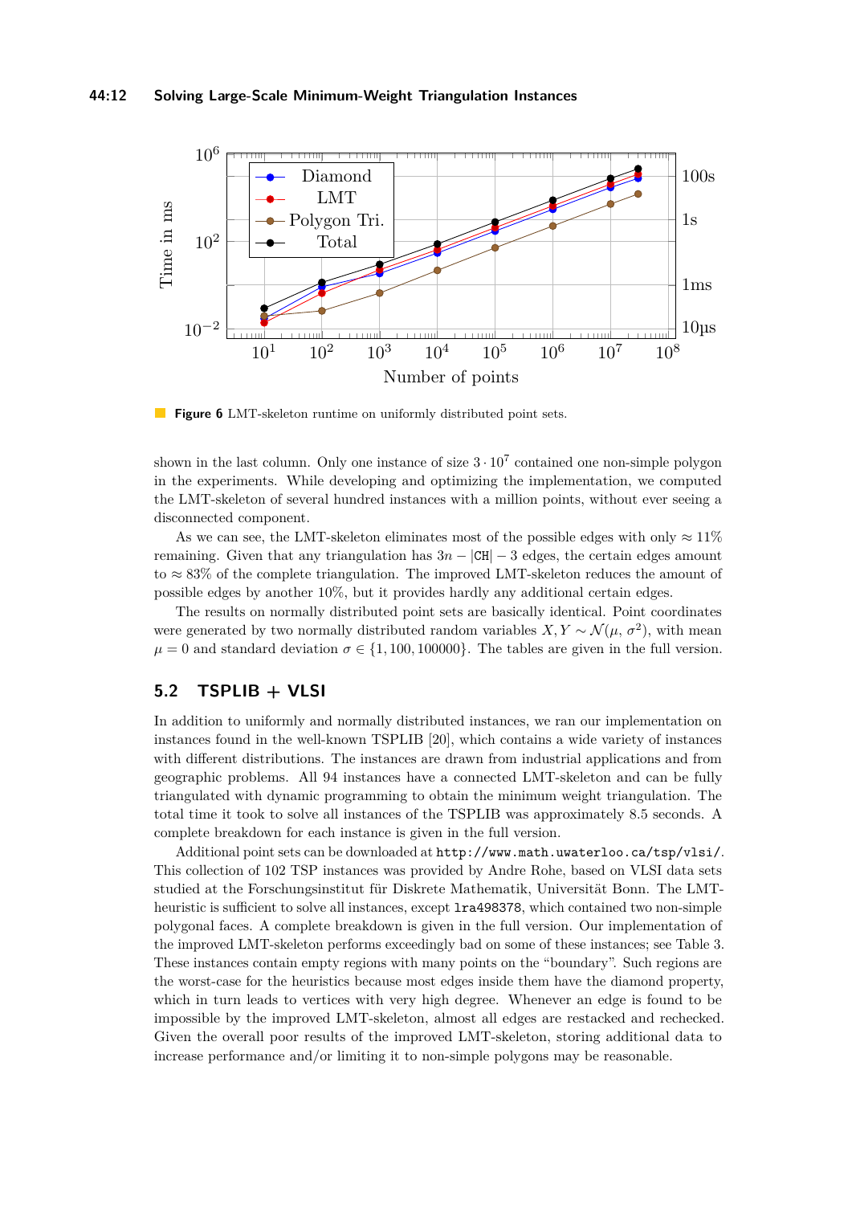**Figure 6** LMT-skeleton runtime on uniformly distributed point sets.

shown in the last column. Only one instance of size $3 \cdot 10^7$ contained one non-simple polygon in the experiments. While developing and optimizing the implementation, we computed the LMT-skeleton of several hundred instances with a million points, without ever seeing a disconnected component.

As we can see, the LMT-skeleton eliminates most of the possible edges with only $\approx 11\%$ remaining. Given that any triangulation has $3n - |\mathtt{CH}| - 3$ edges, the certain edges amount to $\approx 83\%$ of the complete triangulation. The improved LMT-skeleton reduces the amount of possible edges by another 10%, but it provides hardly any additional certain edges.

The results on normally distributed point sets are basically identical. Point coordinates were generated by two normally distributed random variables $X, Y \sim \mathcal{N}(\mu, \sigma^2)$, with mean $\mu = 0$ and standard deviation $\sigma \in \{1, 100, 100000\}$. The tables are given in the full version.

## 5.2 TSPLIB + VLSI

In addition to uniformly and normally distributed instances, we ran our implementation on instances found in the well-known TSPLIB [20], which contains a wide variety of instances with different distributions. The instances are drawn from industrial applications and from geographic problems. All 94 instances have a connected LMT-skeleton and can be fully triangulated with dynamic programming to obtain the minimum weight triangulation. The total time it took to solve all instances of the TSPLIB was approximately 8.5 seconds. A complete breakdown for each instance is given in the full version.

Additional point sets can be downloaded at `http://www.math.uwaterloo.ca/tsp/vlsi/`. This collection of 102 TSP instances was provided by Andre Rohe, based on VLSI data sets studied at the Forschungsinstitut für Diskrete Mathematik, Universität Bonn. The LMT-heuristic is sufficient to solve all instances, except `lra498378`, which contained two non-simple polygonal faces. A complete breakdown is given in the full version. Our implementation of the improved LMT-skeleton performs exceedingly bad on some of these instances; see Table 3. These instances contain empty regions with many points on the "boundary". Such regions are the worst-case for the heuristics because most edges inside them have the diamond property, which in turn leads to vertices with very high degree. Whenever an edge is found to be impossible by the improved LMT-skeleton, almost all edges are restacked and rechecked. Given the overall poor results of the improved LMT-skeleton, storing additional data to increase performance and/or limiting it to non-simple polygons may be reasonable.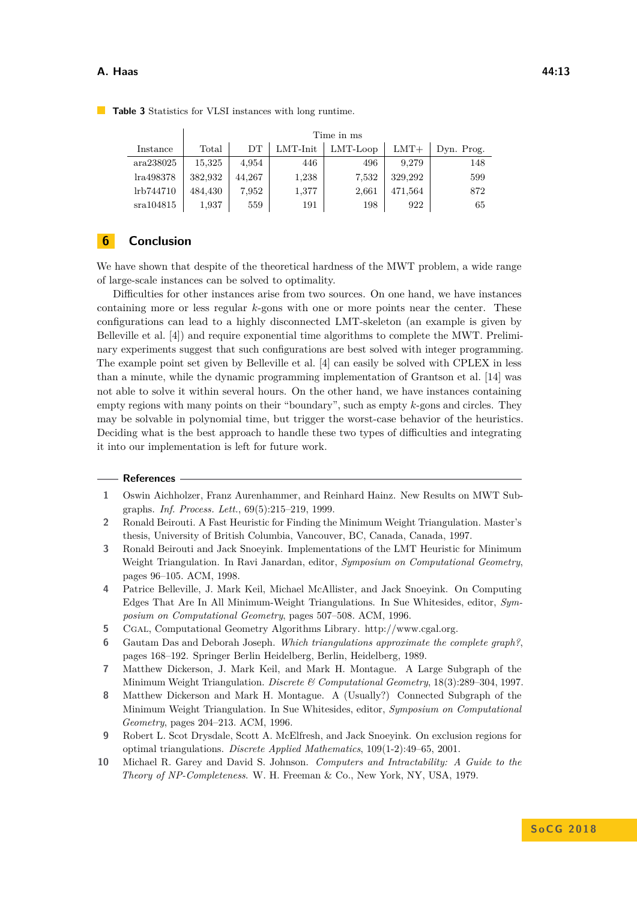**Table 3** Statistics for VLSI instances with long runtime.

| Instance | Time in ms | | | | | |
|---|---|---|---|---|---|---|
| | Total | DT | LMT-Init | LMT-Loop | LMT+ | Dyn. Prog. |
| ara238025 | 15,325 | 4,954 | 446 | 496 | 9,279 | 148 |
| lra498378 | 382,932 | 44,267 | 1,238 | 7,532 | 329,292 | 599 |
| lrb744710 | 484,430 | 7,952 | 1,377 | 2,661 | 471,564 | 872 |
| sra104815 | 1,937 | 559 | 191 | 198 | 922 | 65 |

## 6 Conclusion

We have shown that despite of the theoretical hardness of the MWT problem, a wide range of large-scale instances can be solved to optimality.

Difficulties for other instances arise from two sources. On one hand, we have instances containing more or less regular $k$-gons with one or more points near the center. These configurations can lead to a highly disconnected LMT-skeleton (an example is given by Belleville et al. [4]) and require exponential time algorithms to complete the MWT. Preliminary experiments suggest that such configurations are best solved with integer programming. The example point set given by Belleville et al. [4] can easily be solved with CPLEX in less than a minute, while the dynamic programming implementation of Grantson et al. [14] was not able to solve it within several hours. On the other hand, we have instances containing empty regions with many points on their "boundary", such as empty $k$-gons and circles. They may be solvable in polynomial time, but trigger the worst-case behavior of the heuristics. Deciding what is the best approach to handle these two types of difficulties and integrating it into our implementation is left for future work.

### References

1. Oswin Aichholzer, Franz Aurenhammer, and Reinhard Hainz. New Results on MWT Subgraphs. *Inf. Process. Lett.*, 69(5):215–219, 1999.
2. Ronald Beirouti. A Fast Heuristic for Finding the Minimum Weight Triangulation. Master's thesis, University of British Columbia, Vancouver, BC, Canada, Canada, 1997.
3. Ronald Beirouti and Jack Snoeyink. Implementations of the LMT Heuristic for Minimum Weight Triangulation. In Ravi Janardan, editor, *Symposium on Computational Geometry*, pages 96–105. ACM, 1998.
4. Patrice Belleville, J. Mark Keil, Michael McAllister, and Jack Snoeyink. On Computing Edges That Are In All Minimum-Weight Triangulations. In Sue Whitesides, editor, *Symposium on Computational Geometry*, pages 507–508. ACM, 1996.
5. CGAL, Computational Geometry Algorithms Library. http://www.cgal.org.
6. Gautam Das and Deborah Joseph. *Which triangulations approximate the complete graph?*, pages 168–192. Springer Berlin Heidelberg, Berlin, Heidelberg, 1989.
7. Matthew Dickerson, J. Mark Keil, and Mark H. Montague. A Large Subgraph of the Minimum Weight Triangulation. *Discrete & Computational Geometry*, 18(3):289–304, 1997.
8. Matthew Dickerson and Mark H. Montague. A (Usually?) Connected Subgraph of the Minimum Weight Triangulation. In Sue Whitesides, editor, *Symposium on Computational Geometry*, pages 204–213. ACM, 1996.
9. Robert L. Scot Drysdale, Scott A. McElfresh, and Jack Snoeyink. On exclusion regions for optimal triangulations. *Discrete Applied Mathematics*, 109(1-2):49–65, 2001.
10. Michael R. Garey and David S. Johnson. *Computers and Intractability: A Guide to the Theory of NP-Completeness*. W. H. Freeman & Co., New York, NY, USA, 1979.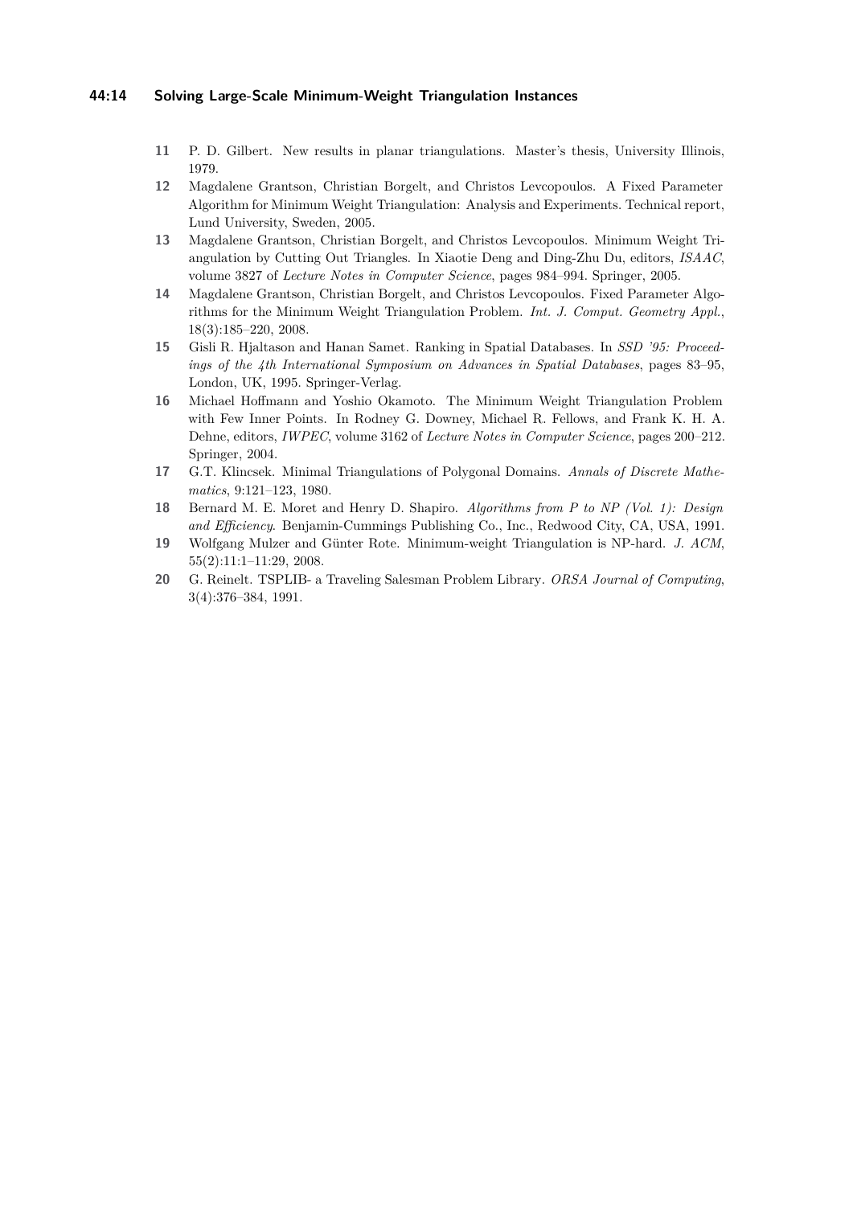11 P. D. Gilbert. New results in planar triangulations. Master's thesis, University Illinois, 1979.

12 Magdalene Grantson, Christian Borgelt, and Christos Levcopoulos. A Fixed Parameter Algorithm for Minimum Weight Triangulation: Analysis and Experiments. Technical report, Lund University, Sweden, 2005.

13 Magdalene Grantson, Christian Borgelt, and Christos Levcopoulos. Minimum Weight Triangulation by Cutting Out Triangles. In Xiaotie Deng and Ding-Zhu Du, editors, *ISAAC*, volume 3827 of *Lecture Notes in Computer Science*, pages 984–994. Springer, 2005.

14 Magdalene Grantson, Christian Borgelt, and Christos Levcopoulos. Fixed Parameter Algorithms for the Minimum Weight Triangulation Problem. *Int. J. Comput. Geometry Appl.*, 18(3):185–220, 2008.

15 Gisli R. Hjaltason and Hanan Samet. Ranking in Spatial Databases. In *SSD '95: Proceedings of the 4th International Symposium on Advances in Spatial Databases*, pages 83–95, London, UK, 1995. Springer-Verlag.

16 Michael Hoffmann and Yoshio Okamoto. The Minimum Weight Triangulation Problem with Few Inner Points. In Rodney G. Downey, Michael R. Fellows, and Frank K. H. A. Dehne, editors, *IWPEC*, volume 3162 of *Lecture Notes in Computer Science*, pages 200–212. Springer, 2004.

17 G.T. Klincsek. Minimal Triangulations of Polygonal Domains. *Annals of Discrete Mathematics*, 9:121–123, 1980.

18 Bernard M. E. Moret and Henry D. Shapiro. *Algorithms from P to NP (Vol. 1): Design and Efficiency*. Benjamin-Cummings Publishing Co., Inc., Redwood City, CA, USA, 1991.

19 Wolfgang Mulzer and Günter Rote. Minimum-weight Triangulation is NP-hard. *J. ACM*, 55(2):11:1–11:29, 2008.

20 G. Reinelt. TSPLIB- a Traveling Salesman Problem Library. *ORSA Journal of Computing*, 3(4):376–384, 1991.